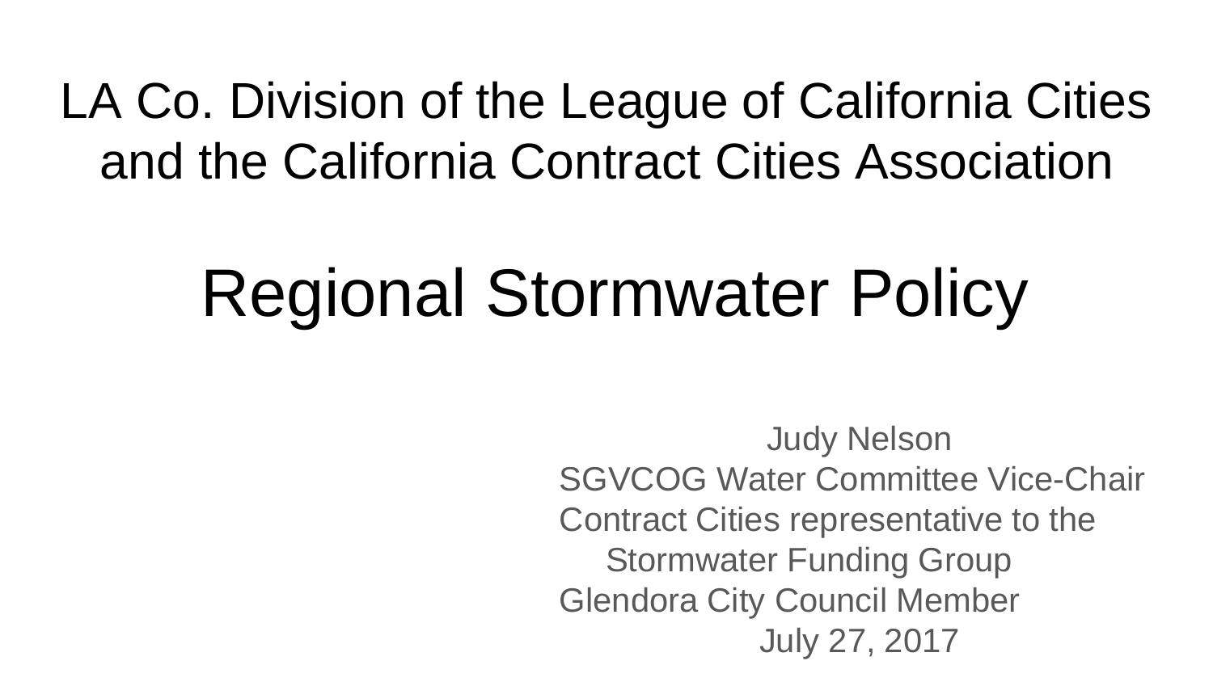# LA Co. Division of the League of California Cities and the California Contract Cities Association

# Regional Stormwater Policy

Judy Nelson
SGVCOG Water Committee Vice-Chair
Contract Cities representative to the Stormwater Funding Group
Glendora City Council Member
July 27, 2017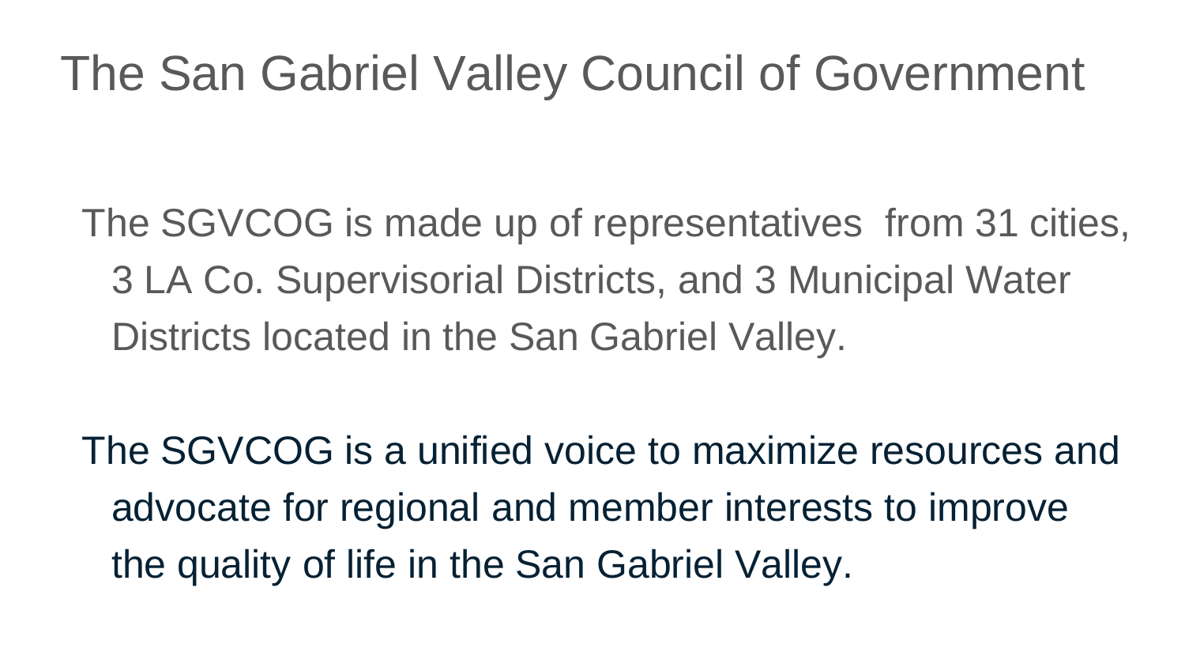# The San Gabriel Valley Council of Government

The SGVCOG is made up of representatives from 31 cities, 3 LA Co. Supervisorial Districts, and 3 Municipal Water Districts located in the San Gabriel Valley.

The SGVCOG is a unified voice to maximize resources and advocate for regional and member interests to improve the quality of life in the San Gabriel Valley.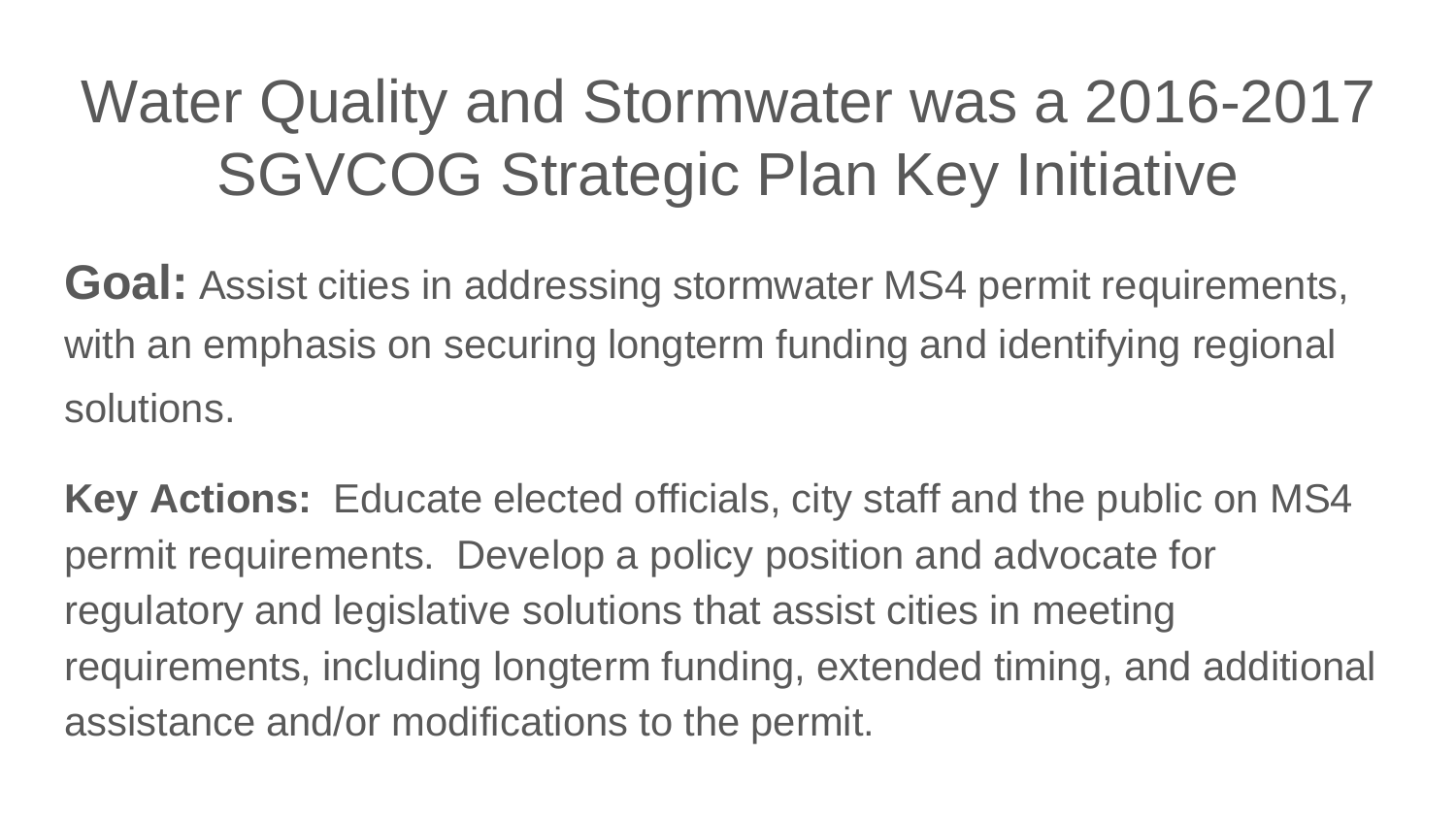# Water Quality and Stormwater was a 2016-2017 SGVCOG Strategic Plan Key Initiative

**Goal:** Assist cities in addressing stormwater MS4 permit requirements, with an emphasis on securing longterm funding and identifying regional solutions.

**Key Actions:** Educate elected officials, city staff and the public on MS4 permit requirements. Develop a policy position and advocate for regulatory and legislative solutions that assist cities in meeting requirements, including longterm funding, extended timing, and additional assistance and/or modifications to the permit.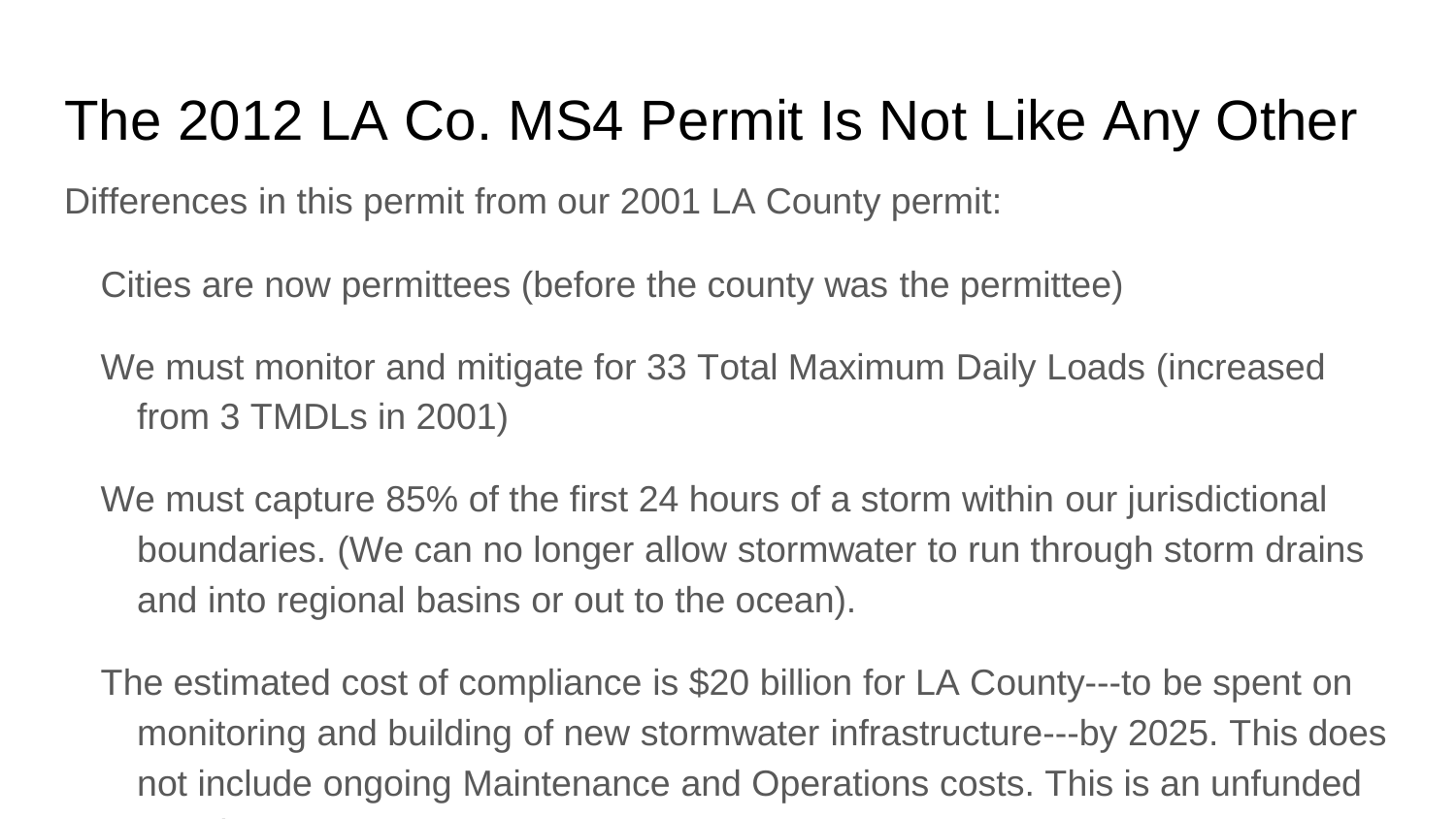# The 2012 LA Co. MS4 Permit Is Not Like Any Other

Differences in this permit from our 2001 LA County permit:

- Cities are now permittees (before the county was the permittee)
- We must monitor and mitigate for 33 Total Maximum Daily Loads (increased from 3 TMDLs in 2001)
- We must capture 85% of the first 24 hours of a storm within our jurisdictional boundaries. (We can no longer allow stormwater to run through storm drains and into regional basins or out to the ocean).
- The estimated cost of compliance is $20 billion for LA County---to be spent on monitoring and building of new stormwater infrastructure---by 2025. This does not include ongoing Maintenance and Operations costs. This is an unfunded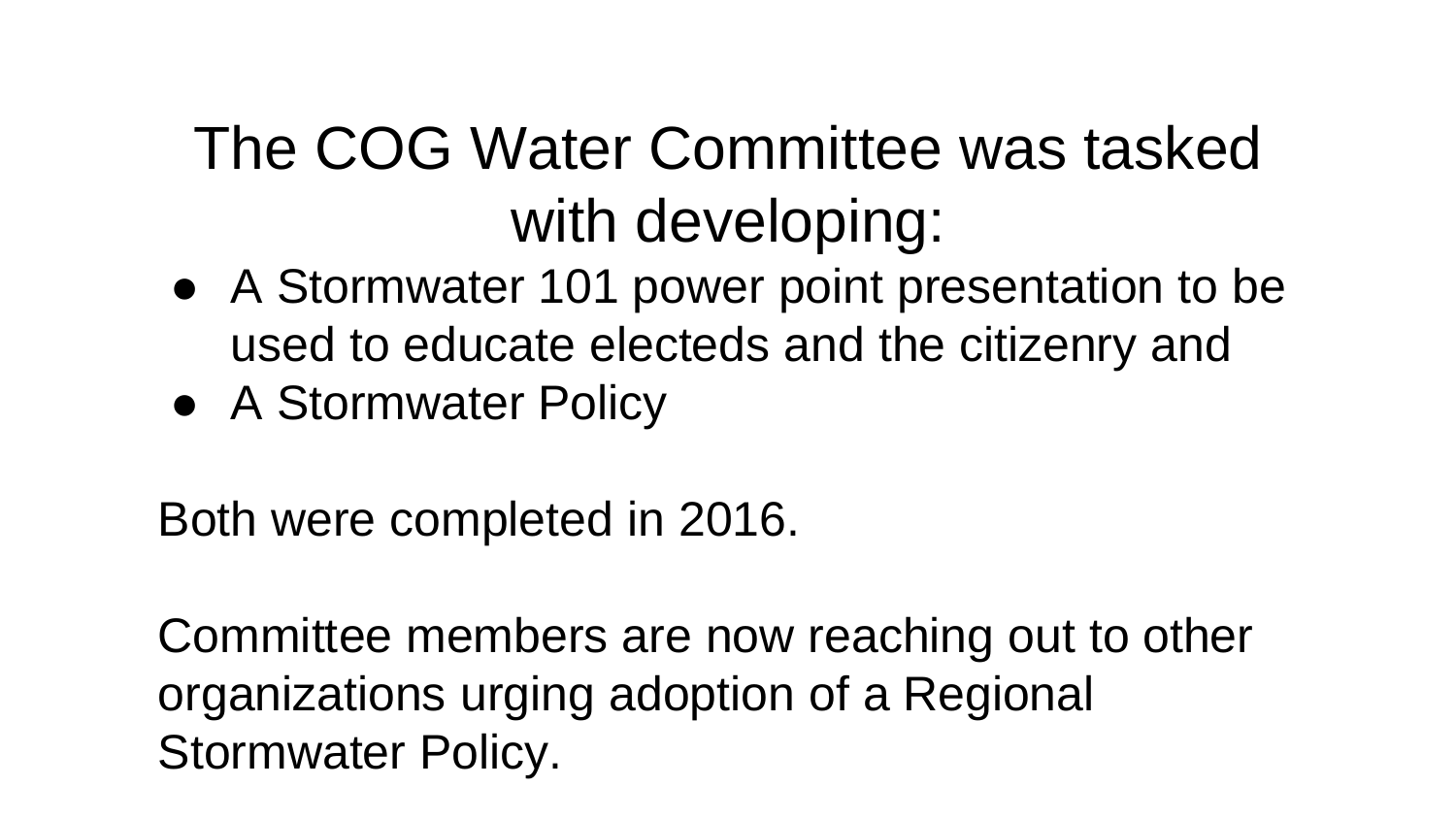# The COG Water Committee was tasked with developing:

- A Stormwater 101 power point presentation to be used to educate electeds and the citizenry and
- A Stormwater Policy

Both were completed in 2016.

Committee members are now reaching out to other organizations urging adoption of a Regional Stormwater Policy.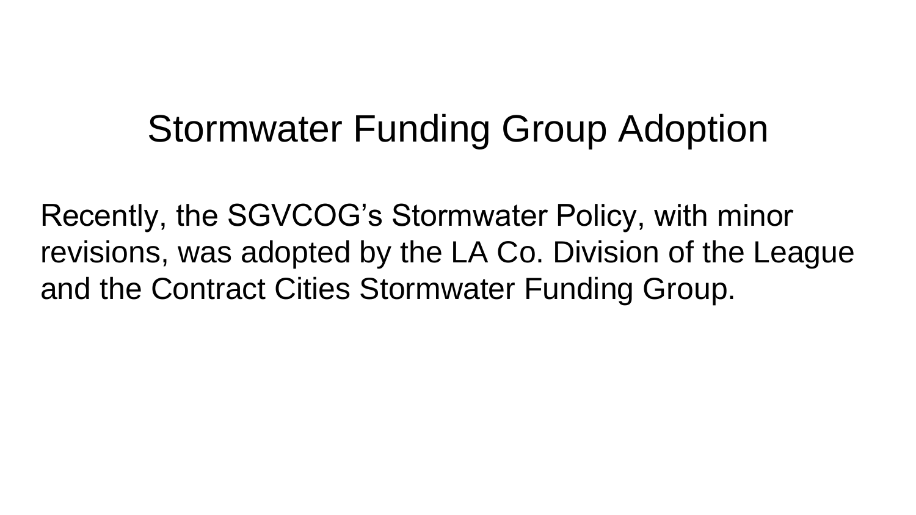# Stormwater Funding Group Adoption

Recently, the SGVCOG's Stormwater Policy, with minor revisions, was adopted by the LA Co. Division of the League and the Contract Cities Stormwater Funding Group.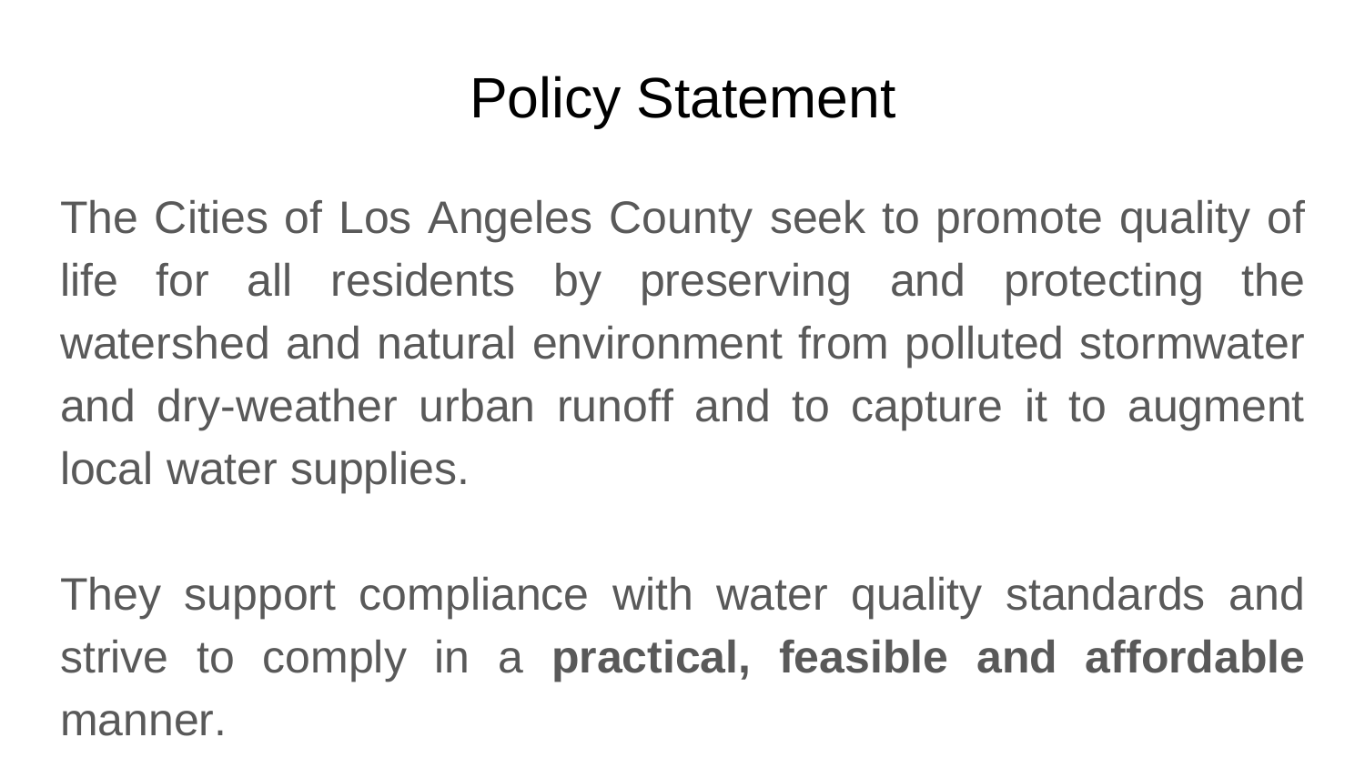# Policy Statement

The Cities of Los Angeles County seek to promote quality of life for all residents by preserving and protecting the watershed and natural environment from polluted stormwater and dry-weather urban runoff and to capture it to augment local water supplies.

They support compliance with water quality standards and strive to comply in a **practical, feasible and affordable** manner.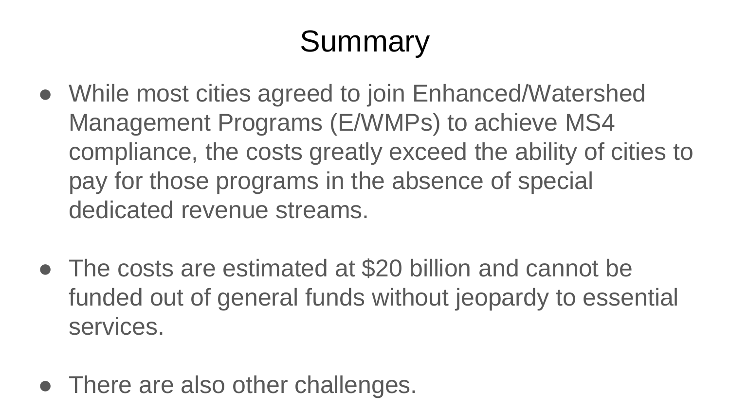# Summary

- While most cities agreed to join Enhanced/Watershed Management Programs (E/WMPs) to achieve MS4 compliance, the costs greatly exceed the ability of cities to pay for those programs in the absence of special dedicated revenue streams.

- The costs are estimated at $20 billion and cannot be funded out of general funds without jeopardy to essential services.

- There are also other challenges.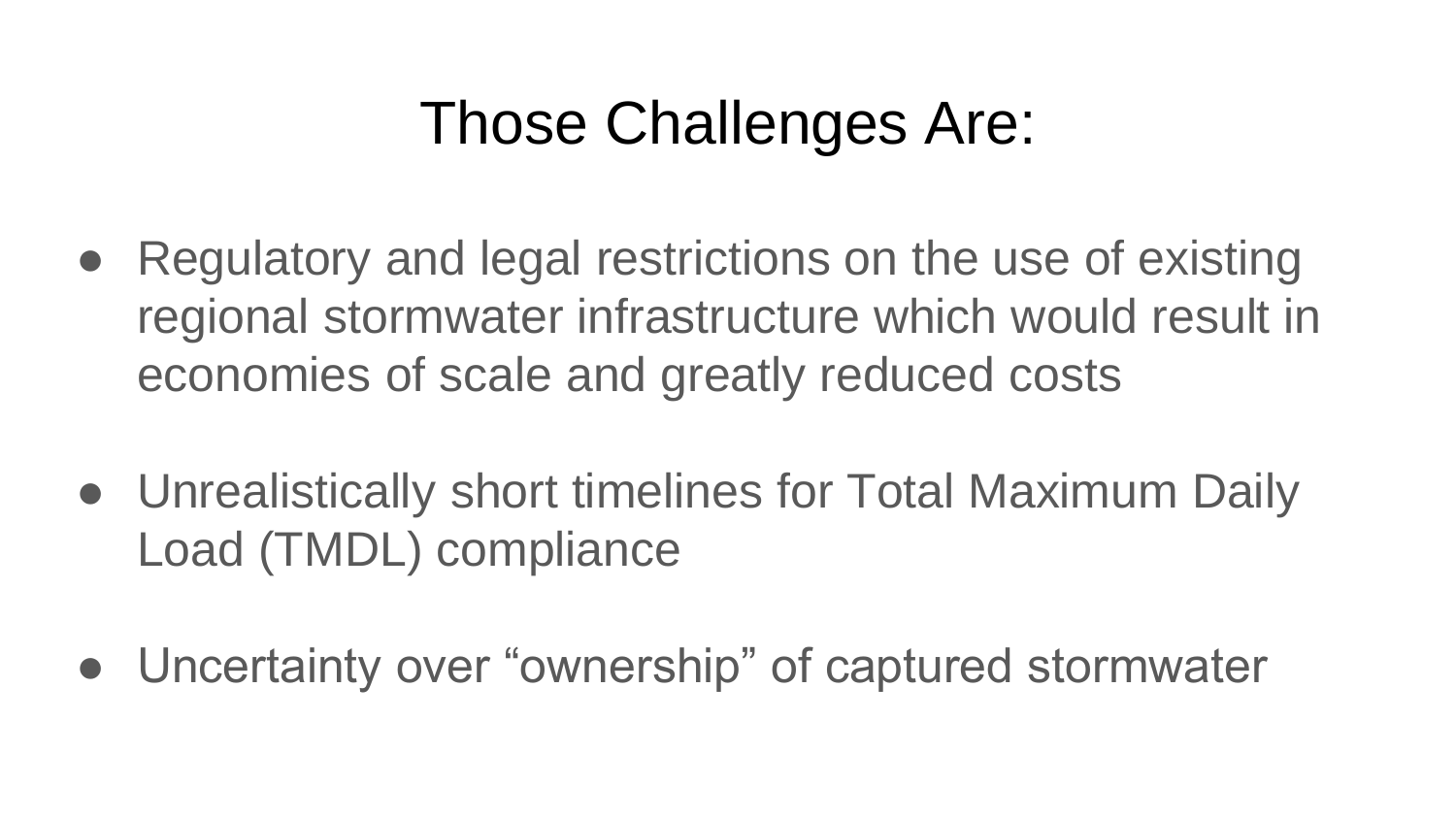# Those Challenges Are:

- Regulatory and legal restrictions on the use of existing regional stormwater infrastructure which would result in economies of scale and greatly reduced costs

- Unrealistically short timelines for Total Maximum Daily Load (TMDL) compliance

- Uncertainty over “ownership” of captured stormwater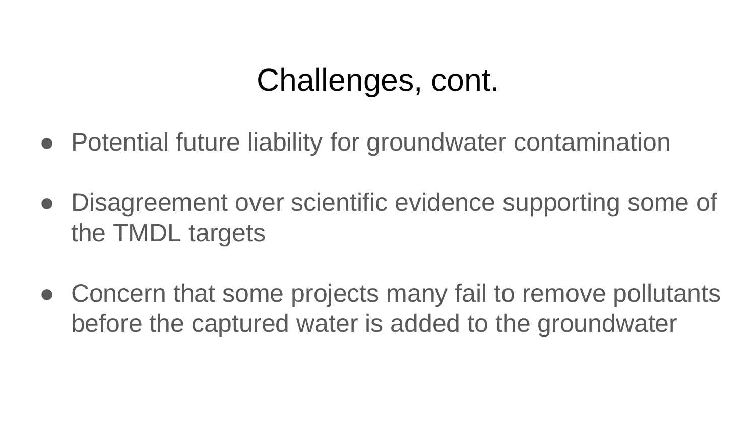# Challenges, cont.

- Potential future liability for groundwater contamination
- Disagreement over scientific evidence supporting some of the TMDL targets
- Concern that some projects many fail to remove pollutants before the captured water is added to the groundwater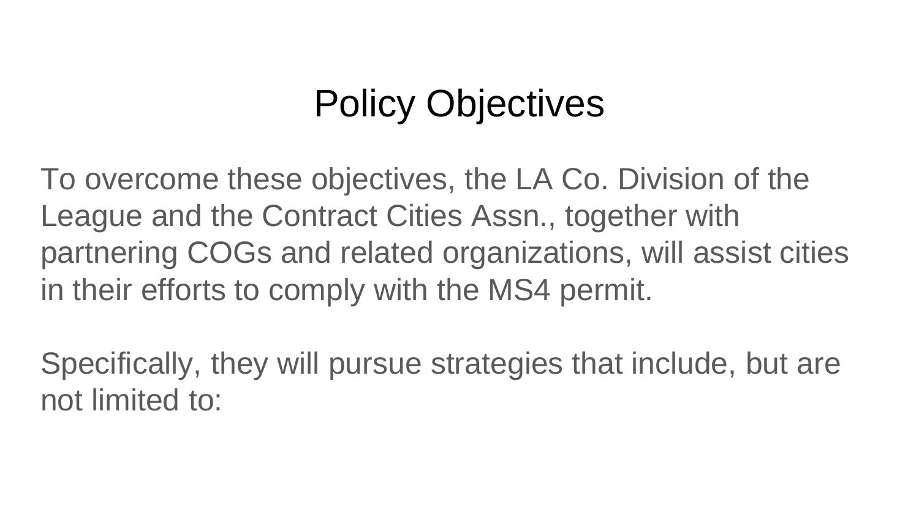# Policy Objectives

To overcome these objectives, the LA Co. Division of the League and the Contract Cities Assn., together with partnering COGs and related organizations, will assist cities in their efforts to comply with the MS4 permit.

Specifically, they will pursue strategies that include, but are not limited to: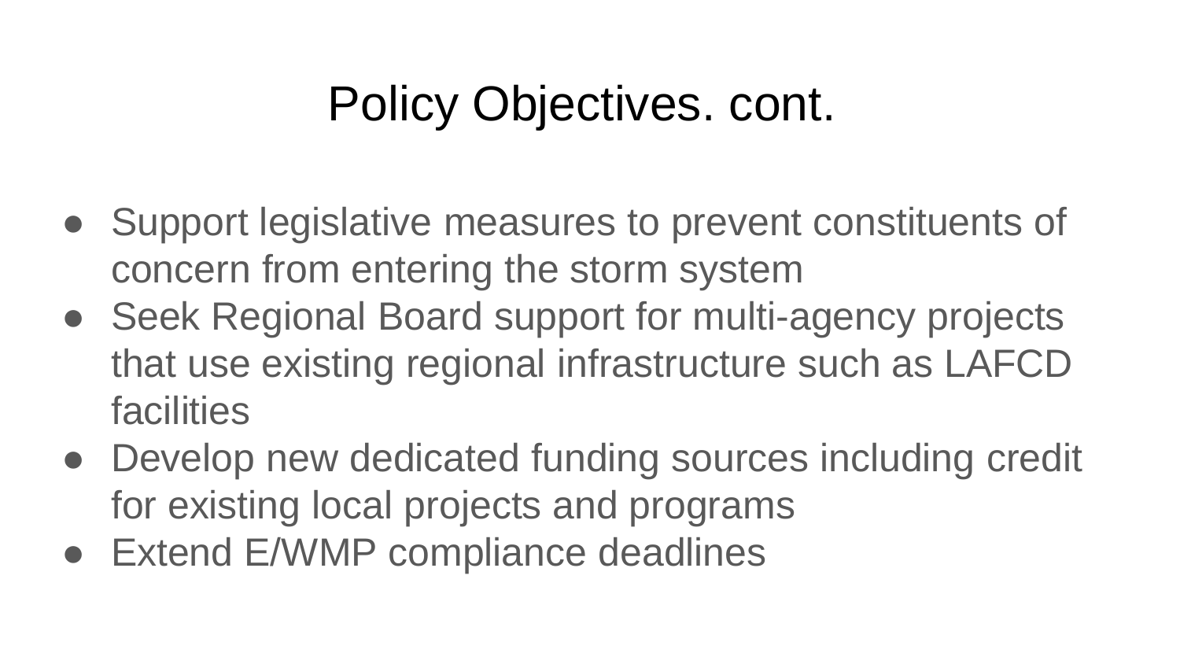# Policy Objectives. cont.

- Support legislative measures to prevent constituents of concern from entering the storm system
- Seek Regional Board support for multi-agency projects that use existing regional infrastructure such as LAFCD facilities
- Develop new dedicated funding sources including credit for existing local projects and programs
- Extend E/WMP compliance deadlines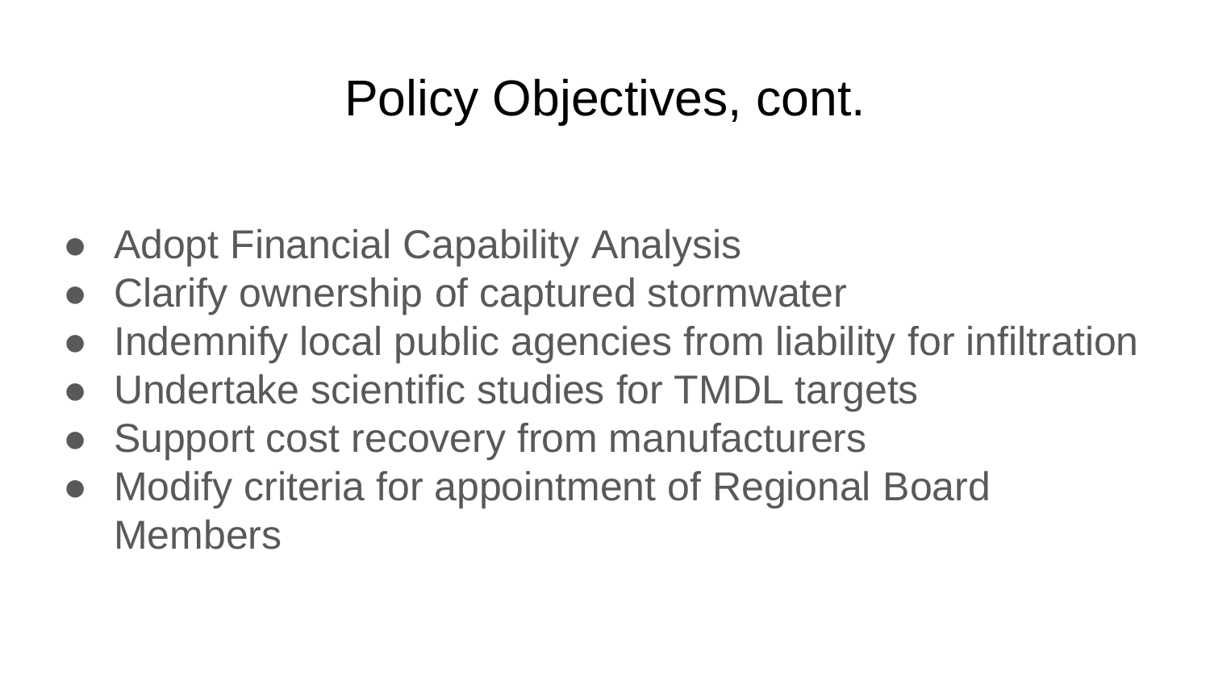# Policy Objectives, cont.

- Adopt Financial Capability Analysis
- Clarify ownership of captured stormwater
- Indemnify local public agencies from liability for infiltration
- Undertake scientific studies for TMDL targets
- Support cost recovery from manufacturers
- Modify criteria for appointment of Regional Board Members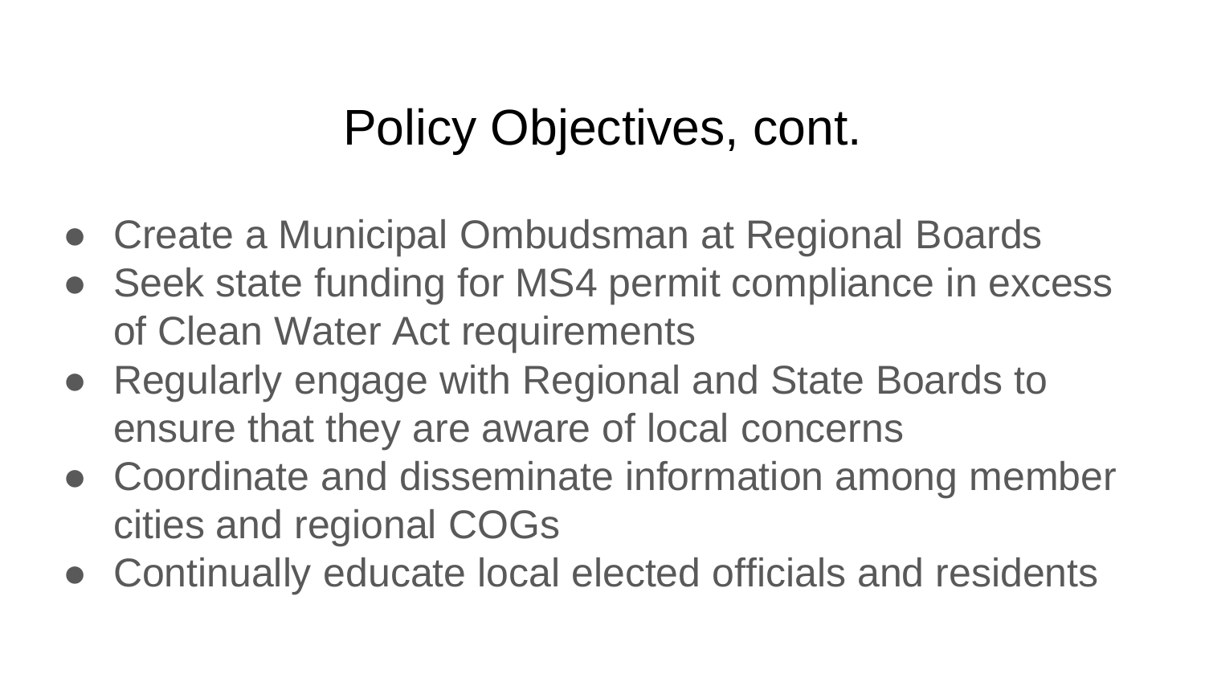# Policy Objectives, cont.

- Create a Municipal Ombudsman at Regional Boards
- Seek state funding for MS4 permit compliance in excess of Clean Water Act requirements
- Regularly engage with Regional and State Boards to ensure that they are aware of local concerns
- Coordinate and disseminate information among member cities and regional COGs
- Continually educate local elected officials and residents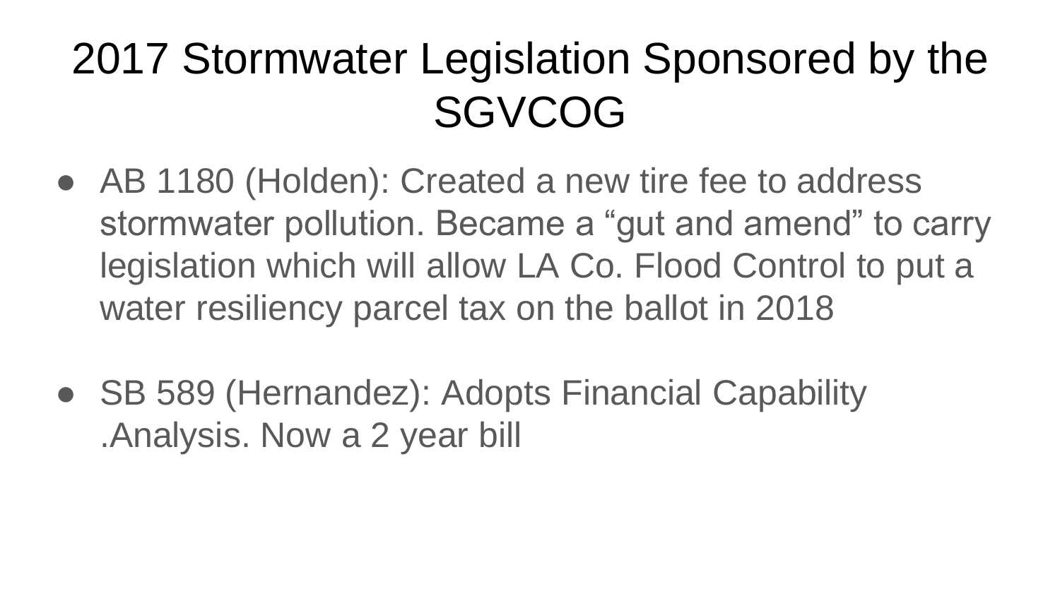# 2017 Stormwater Legislation Sponsored by the SGVCOG

- AB 1180 (Holden): Created a new tire fee to address stormwater pollution. Became a "gut and amend" to carry legislation which will allow LA Co. Flood Control to put a water resiliency parcel tax on the ballot in 2018

- SB 589 (Hernandez): Adopts Financial Capability .Analysis. Now a 2 year bill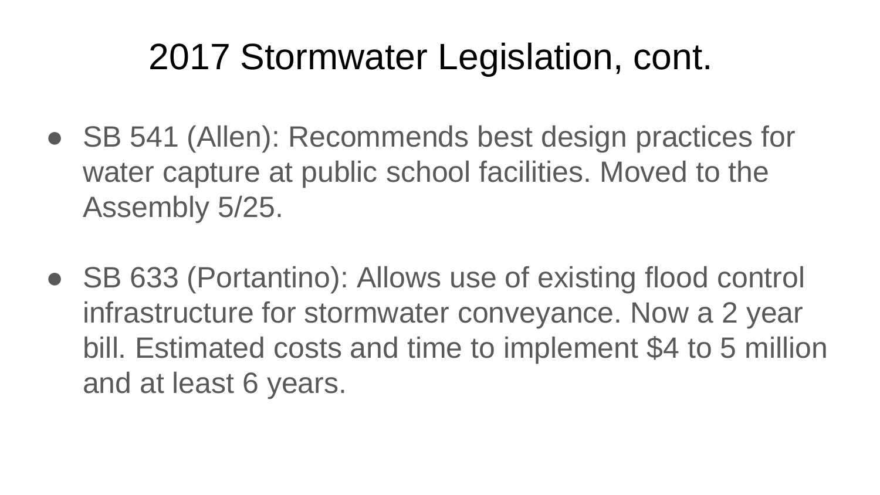# 2017 Stormwater Legislation, cont.

- SB 541 (Allen): Recommends best design practices for water capture at public school facilities. Moved to the Assembly 5/25.

- SB 633 (Portantino): Allows use of existing flood control infrastructure for stormwater conveyance. Now a 2 year bill. Estimated costs and time to implement $4 to 5 million and at least 6 years.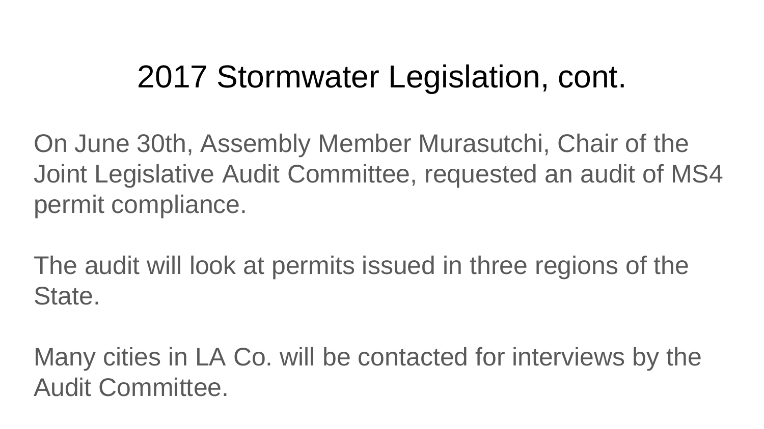# 2017 Stormwater Legislation, cont.

On June 30th, Assembly Member Murasutchi, Chair of the Joint Legislative Audit Committee, requested an audit of MS4 permit compliance.

The audit will look at permits issued in three regions of the State.

Many cities in LA Co. will be contacted for interviews by the Audit Committee.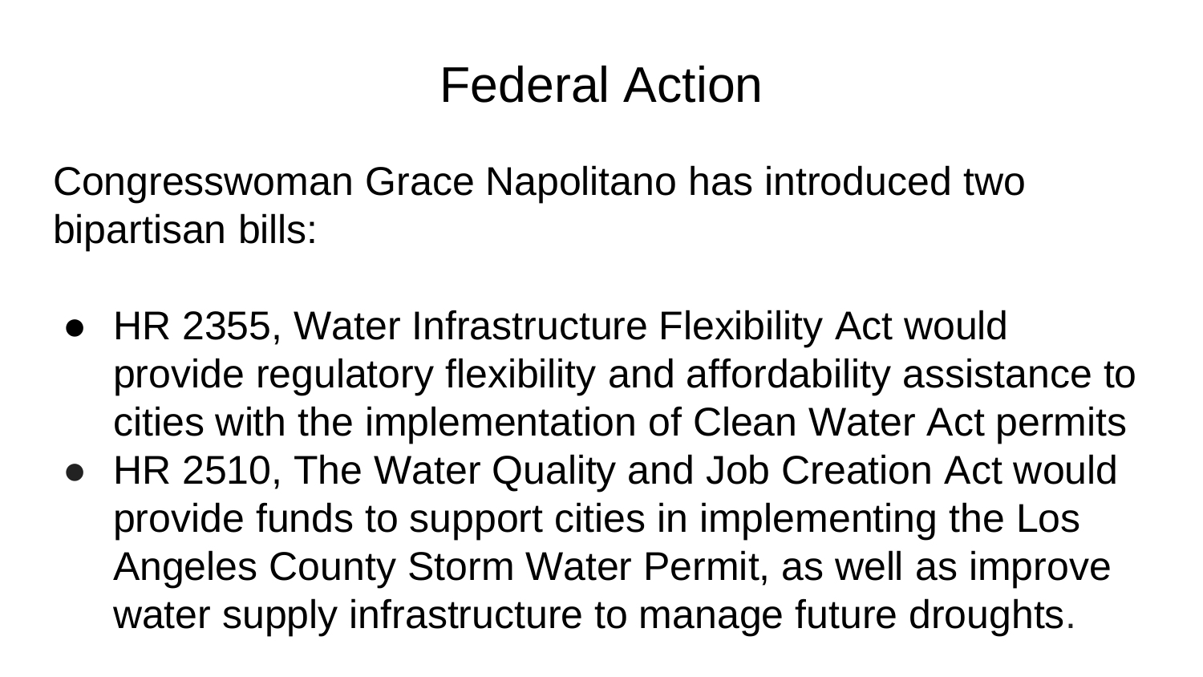# Federal Action

Congresswoman Grace Napolitano has introduced two bipartisan bills:

- HR 2355, Water Infrastructure Flexibility Act would provide regulatory flexibility and affordability assistance to cities with the implementation of Clean Water Act permits
- HR 2510, The Water Quality and Job Creation Act would provide funds to support cities in implementing the Los Angeles County Storm Water Permit, as well as improve water supply infrastructure to manage future droughts.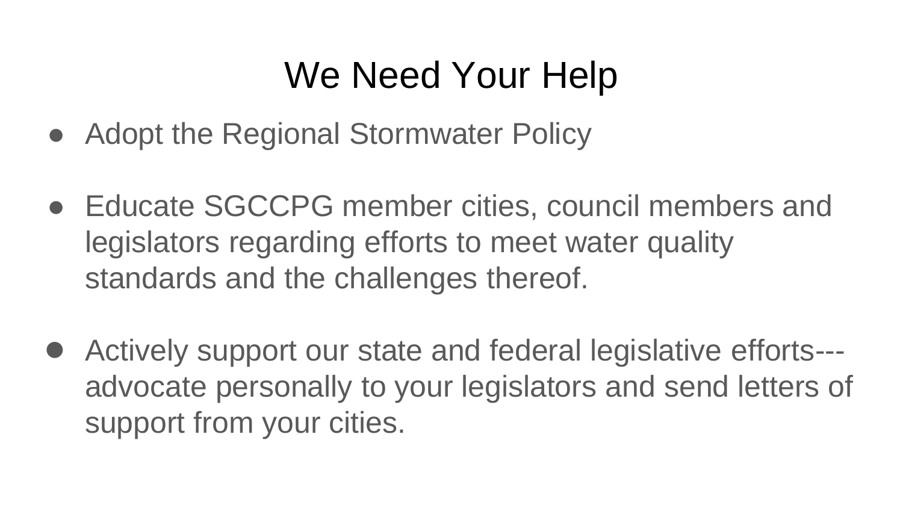# We Need Your Help

- Adopt the Regional Stormwater Policy

- Educate SGCCPG member cities, council members and legislators regarding efforts to meet water quality standards and the challenges thereof.

- Actively support our state and federal legislative efforts---advocate personally to your legislators and send letters of support from your cities.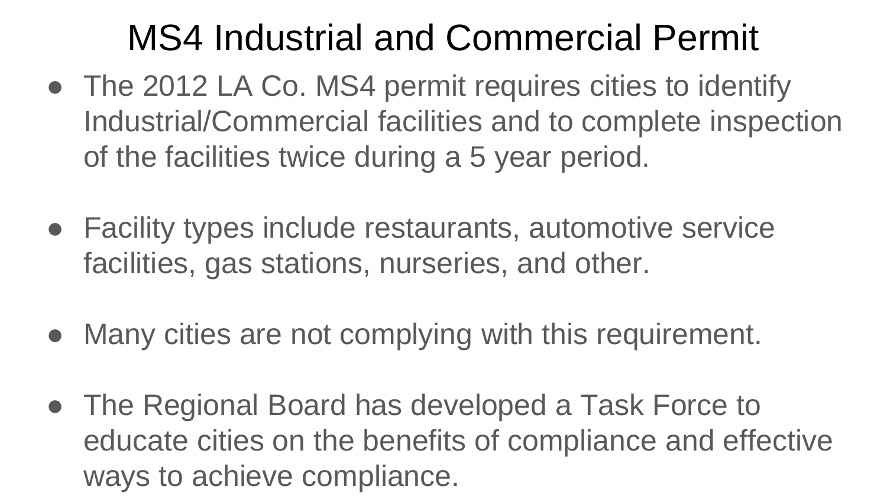# MS4 Industrial and Commercial Permit

- The 2012 LA Co. MS4 permit requires cities to identify Industrial/Commercial facilities and to complete inspection of the facilities twice during a 5 year period.

- Facility types include restaurants, automotive service facilities, gas stations, nurseries, and other.

- Many cities are not complying with this requirement.

- The Regional Board has developed a Task Force to educate cities on the benefits of compliance and effective ways to achieve compliance.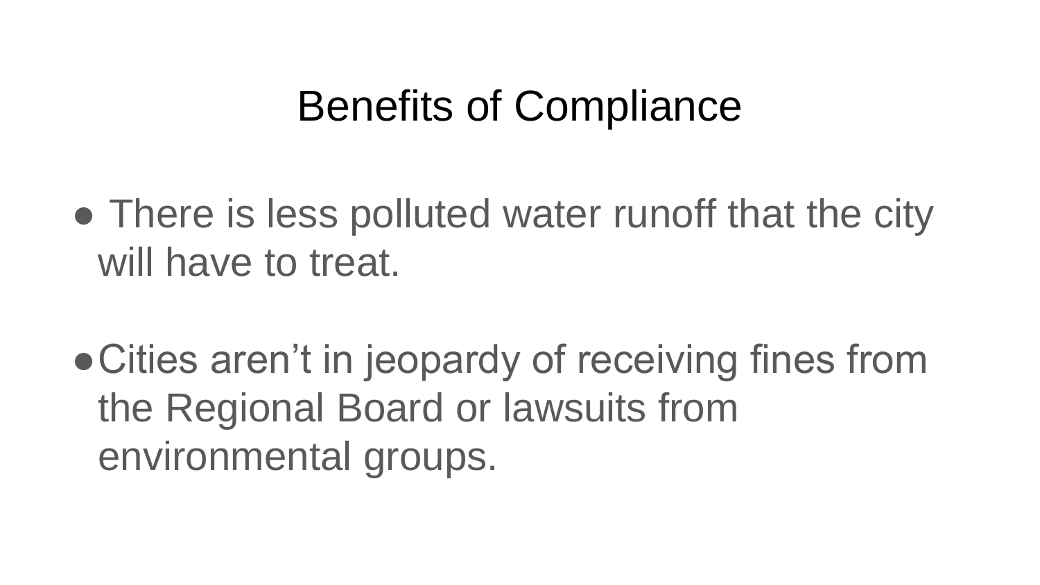# Benefits of Compliance

- There is less polluted water runoff that the city will have to treat.

- Cities aren't in jeopardy of receiving fines from the Regional Board or lawsuits from environmental groups.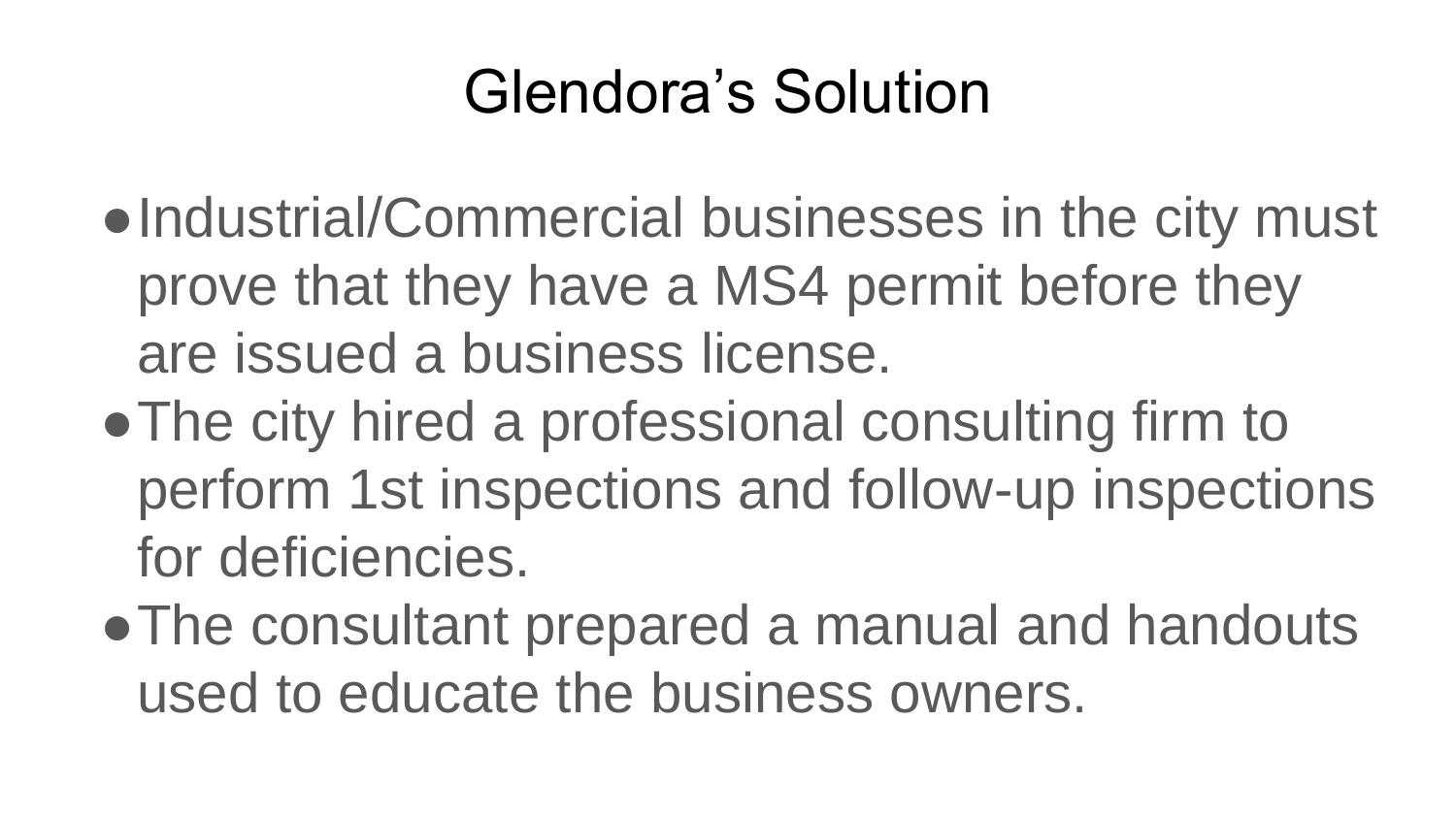# Glendora’s Solution

- Industrial/Commercial businesses in the city must prove that they have a MS4 permit before they are issued a business license.
- The city hired a professional consulting firm to perform 1st inspections and follow-up inspections for deficiencies.
- The consultant prepared a manual and handouts used to educate the business owners.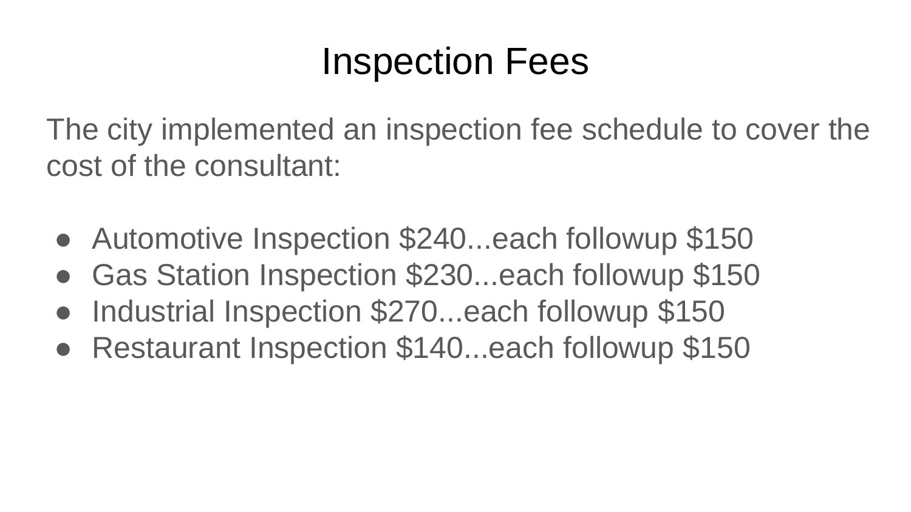# Inspection Fees

The city implemented an inspection fee schedule to cover the cost of the consultant:

- Automotive Inspection $240...each followup $150
- Gas Station Inspection $230...each followup $150
- Industrial Inspection $270...each followup $150
- Restaurant Inspection $140...each followup $150